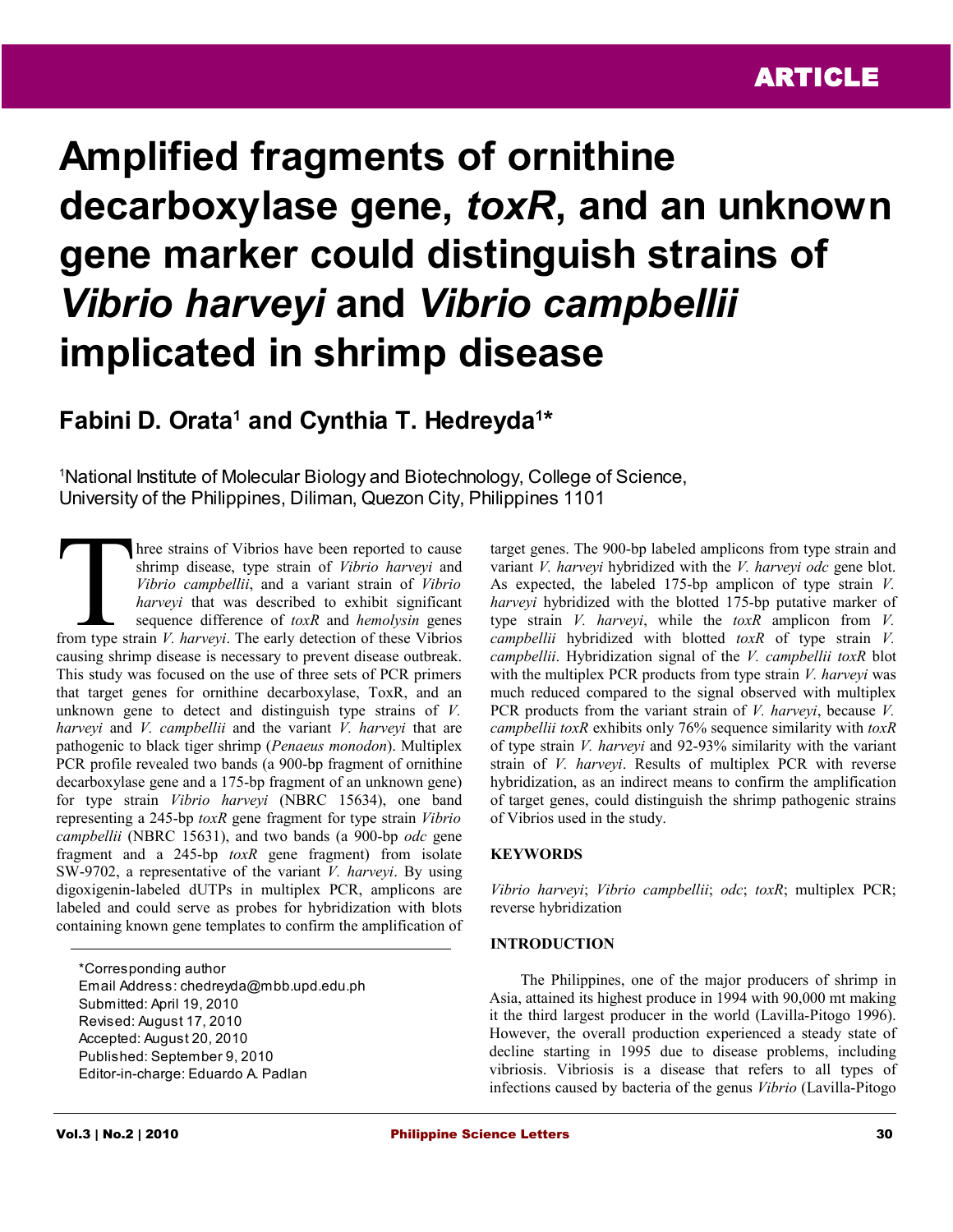ARTICLE

# Amplified fragments of ornithine decarboxylase gene, *toxR*, and an unknown gene marker could distinguish strains of *Vibrio harveyi* and *Vibrio campbellii* implicated in shrimp disease

**Fabini D. Orata[1] and Cynthia T. Hedreyda[1]***

[1]National Institute of Molecular Biology and Biotechnology, College of Science, University of the Philippines, Diliman, Quezon City, Philippines 1101

Three strains of Vibrios have been reported to cause shrimp disease, type strain of *Vibrio harveyi* and *Vibrio campbellii*, and a variant strain of *Vibrio harveyi* that was described to exhibit significant sequence difference of *toxR* and *hemolysin* genes from type strain *V. harveyi*. The early detection of these Vibrios causing shrimp disease is necessary to prevent disease outbreak. This study was focused on the use of three sets of PCR primers that target genes for ornithine decarboxylase, ToxR, and an unknown gene to detect and distinguish type strains of *V. harveyi* and *V. campbellii* and the variant *V. harveyi* that are pathogenic to black tiger shrimp (*Penaeus monodon*). Multiplex PCR profile revealed two bands (a 900-bp fragment of ornithine decarboxylase gene and a 175-bp fragment of an unknown gene) for type strain *Vibrio harveyi* (NBRC 15634), one band representing a 245-bp *toxR* gene fragment for type strain *Vibrio campbellii* (NBRC 15631), and two bands (a 900-bp *odc* gene fragment and a 245-bp *toxR* gene fragment) from isolate SW-9702, a representative of the variant *V. harveyi*. By using digoxigenin-labeled dUTPs in multiplex PCR, amplicons are labeled and could serve as probes for hybridization with blots containing known gene templates to confirm the amplification of target genes. The 900-bp labeled amplicons from type strain and variant *V. harveyi* hybridized with the *V. harveyi odc* gene blot. As expected, the labeled 175-bp amplicon of type strain *V. harveyi* hybridized with the blotted 175-bp putative marker of type strain *V. harveyi*, while the *toxR* amplicon from *V. campbellii* hybridized with blotted *toxR* of type strain *V. campbellii*. Hybridization signal of the *V. campbellii toxR* blot with the multiplex PCR products from type strain *V. harveyi* was much reduced compared to the signal observed with multiplex PCR products from the variant strain of *V. harveyi*, because *V. campbellii toxR* exhibits only 76% sequence similarity with *toxR* of type strain *V. harveyi* and 92-93% similarity with the variant strain of *V. harveyi*. Results of multiplex PCR with reverse hybridization, as an indirect means to confirm the amplification of target genes, could distinguish the shrimp pathogenic strains of Vibrios used in the study.

*Corresponding author
Email Address: chedreyda@mbb.upd.edu.ph
Submitted: April 19, 2010
Revised: August 17, 2010
Accepted: August 20, 2010
Published: September 9, 2010
Editor-in-charge: Eduardo A. Padlan

## KEYWORDS

*Vibrio harveyi*; *Vibrio campbellii*; *odc*; *toxR*; multiplex PCR; reverse hybridization

## INTRODUCTION

The Philippines, one of the major producers of shrimp in Asia, attained its highest produce in 1994 with 90,000 mt making it the third largest producer in the world (Lavilla-Pitogo 1996). However, the overall production experienced a steady state of decline starting in 1995 due to disease problems, including vibriosis. Vibriosis is a disease that refers to all types of infections caused by bacteria of the genus *Vibrio* (Lavilla-Pitogo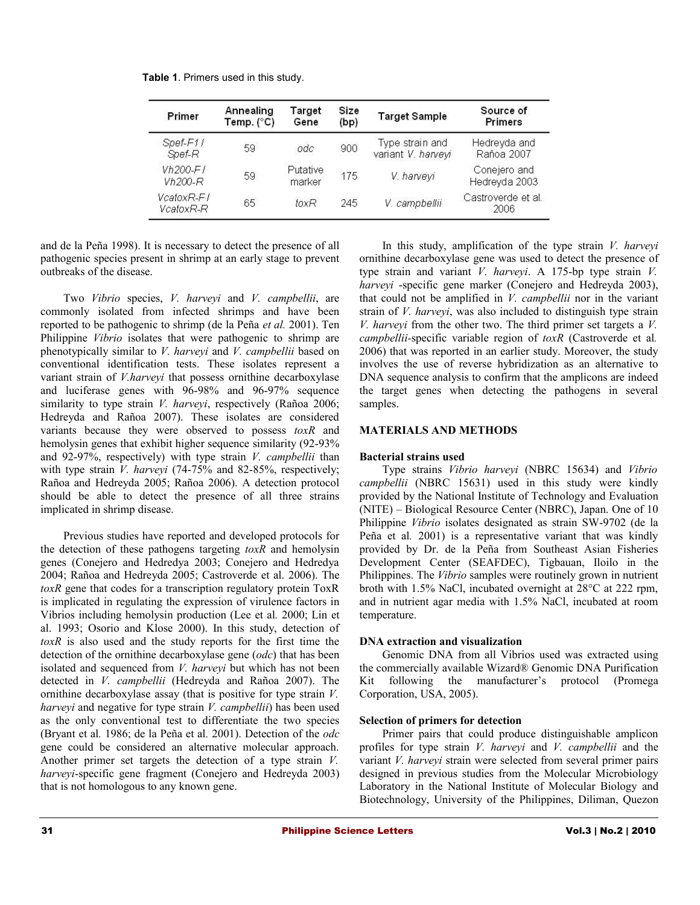**Table 1**. Primers used in this study.

| Primer | Annealing Temp. (°C) | Target Gene | Size (bp) | Target Sample | Source of Primers |
|---|---|---|---|---|---|
| *Spef-F1* / *Spef-R* | 59 | *odc* | 900 | Type strain and variant *V. harveyi* | Hedreyda and Rañoa 2007 |
| *Vh200-F* / *Vh200-R* | 59 | Putative marker | 175 | *V. harveyi* | Conejero and Hedreyda 2003 |
| *VcatoxR-F* / *VcatoxR-R* | 65 | *toxR* | 245 | *V. campbellii* | Castroverde et al. 2006 |

and de la Peña 1998). It is necessary to detect the presence of all pathogenic species present in shrimp at an early stage to prevent outbreaks of the disease.

Two *Vibrio* species, *V. harveyi* and *V. campbellii*, are commonly isolated from infected shrimps and have been reported to be pathogenic to shrimp (de la Peña *et al.* 2001). Ten Philippine *Vibrio* isolates that were pathogenic to shrimp are phenotypically similar to *V. harveyi* and *V. campbellii* based on conventional identification tests. These isolates represent a variant strain of *V.harveyi* that possess ornithine decarboxylase and luciferase genes with 96-98% and 96-97% sequence similarity to type strain *V. harveyi*, respectively (Rañoa 2006; Hedreyda and Rañoa 2007). These isolates are considered variants because they were observed to possess *toxR* and hemolysin genes that exhibit higher sequence similarity (92-93% and 92-97%, respectively) with type strain *V. campbellii* than with type strain *V. harveyi* (74-75% and 82-85%, respectively; Rañoa and Hedreyda 2005; Rañoa 2006). A detection protocol should be able to detect the presence of all three strains implicated in shrimp disease.

Previous studies have reported and developed protocols for the detection of these pathogens targeting *toxR* and hemolysin genes (Conejero and Hedredya 2003; Conejero and Hedredya 2004; Rañoa and Hedreyda 2005; Castroverde et al. 2006). The *toxR* gene that codes for a transcription regulatory protein ToxR is implicated in regulating the expression of virulence factors in Vibrios including hemolysin production (Lee et al*.* 2000; Lin et al. 1993; Osorio and Klose 2000). In this study, detection of *toxR* is also used and the study reports for the first time the detection of the ornithine decarboxylase gene (*odc*) that has been isolated and sequenced from *V. harveyi* but which has not been detected in *V. campbellii* (Hedreyda and Rañoa 2007). The ornithine decarboxylase assay (that is positive for type strain *V. harveyi* and negative for type strain *V. campbellii*) has been used as the only conventional test to differentiate the two species (Bryant et al*.* 1986; de la Peña et al*.* 2001). Detection of the *odc* gene could be considered an alternative molecular approach. Another primer set targets the detection of a type strain *V. harveyi*-specific gene fragment (Conejero and Hedreyda 2003) that is not homologous to any known gene.

In this study, amplification of the type strain *V. harveyi* ornithine decarboxylase gene was used to detect the presence of type strain and variant *V. harveyi*. A 175-bp type strain *V. harveyi* -specific gene marker (Conejero and Hedreyda 2003), that could not be amplified in *V. campbellii* nor in the variant strain of *V. harveyi*, was also included to distinguish type strain *V. harveyi* from the other two. The third primer set targets a *V. campbellii*-specific variable region of *toxR* (Castroverde et al*.* 2006) that was reported in an earlier study. Moreover, the study involves the use of reverse hybridization as an alternative to DNA sequence analysis to confirm that the amplicons are indeed the target genes when detecting the pathogens in several samples.

## MATERIALS AND METHODS

### Bacterial strains used

Type strains *Vibrio harveyi* (NBRC 15634) and *Vibrio campbellii* (NBRC 15631) used in this study were kindly provided by the National Institute of Technology and Evaluation (NITE) – Biological Resource Center (NBRC), Japan. One of 10 Philippine *Vibrio* isolates designated as strain SW-9702 (de la Peña et al*.* 2001) is a representative variant that was kindly provided by Dr. de la Peña from Southeast Asian Fisheries Development Center (SEAFDEC), Tigbauan, Iloilo in the Philippines. The *Vibrio* samples were routinely grown in nutrient broth with 1.5% NaCl, incubated overnight at 28°C at 222 rpm, and in nutrient agar media with 1.5% NaCl, incubated at room temperature.

### DNA extraction and visualization

Genomic DNA from all Vibrios used was extracted using the commercially available Wizard® Genomic DNA Purification Kit following the manufacturer's protocol (Promega Corporation, USA, 2005).

### Selection of primers for detection

Primer pairs that could produce distinguishable amplicon profiles for type strain *V. harveyi* and *V. campbellii* and the variant *V. harveyi* strain were selected from several primer pairs designed in previous studies from the Molecular Microbiology Laboratory in the National Institute of Molecular Biology and Biotechnology, University of the Philippines, Diliman, Quezon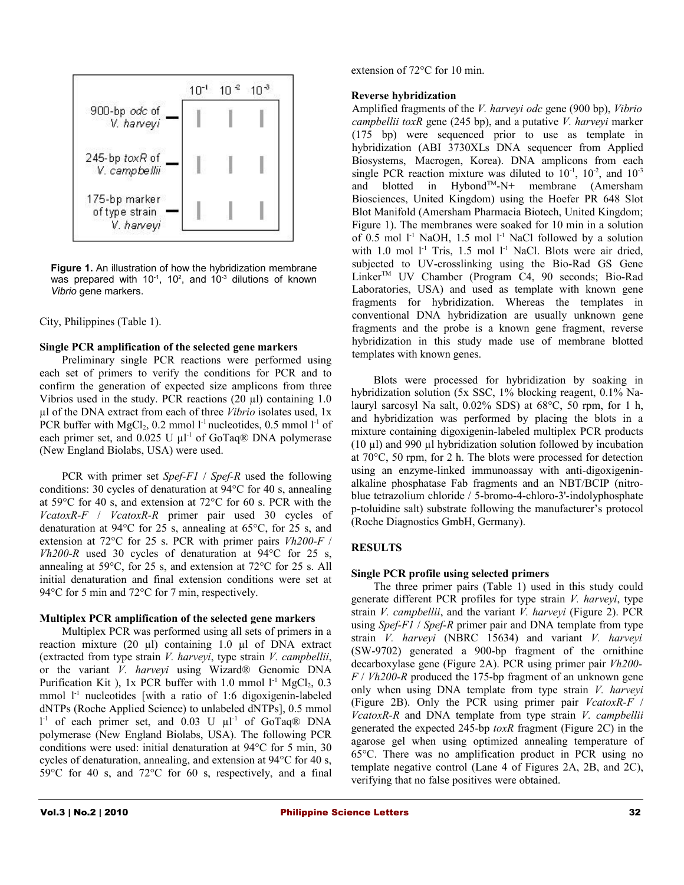Figure 1. An illustration of how the hybridization membrane was prepared with $10^{-1}$, $10^{2}$, and $10^{-3}$ dilutions of known *Vibrio* gene markers.

City, Philippines (Table 1).

### Single PCR amplification of the selected gene markers

Preliminary single PCR reactions were performed using each set of primers to verify the conditions for PCR and to confirm the generation of expected size amplicons from three Vibrios used in the study. PCR reactions (20 µl) containing 1.0 µl of the DNA extract from each of three *Vibrio* isolates used, 1x PCR buffer with $MgCl_2$, 0.2 mmol $l^{-1}$ nucleotides, 0.5 mmol $l^{-1}$ of each primer set, and 0.025 U $\mu l^{-1}$ of GoTaq® DNA polymerase (New England Biolabs, USA) were used.

PCR with primer set *Spef-F1* / *Spef-R* used the following conditions: 30 cycles of denaturation at 94°C for 40 s, annealing at 59°C for 40 s, and extension at 72°C for 60 s. PCR with the *VcatoxR-F* / *VcatoxR-R* primer pair used 30 cycles of denaturation at 94°C for 25 s, annealing at 65°C, for 25 s, and extension at 72°C for 25 s. PCR with primer pairs *Vh200-F* / *Vh200-R* used 30 cycles of denaturation at 94°C for 25 s, annealing at 59°C, for 25 s, and extension at 72°C for 25 s. All initial denaturation and final extension conditions were set at 94°C for 5 min and 72°C for 7 min, respectively.

### Multiplex PCR amplification of the selected gene markers

Multiplex PCR was performed using all sets of primers in a reaction mixture (20 µl) containing 1.0 µl of DNA extract (extracted from type strain *V. harveyi*, type strain *V. campbellii*, or the variant *V. harveyi* using Wizard® Genomic DNA Purification Kit ), 1x PCR buffer with 1.0 mmol $l^{-1}$ $MgCl_2$, 0.3 mmol $l^{-1}$ nucleotides [with a ratio of 1:6 digoxigenin-labeled dNTPs (Roche Applied Science) to unlabeled dNTPs], 0.5 mmol $l^{-1}$ of each primer set, and 0.03 U $\mu l^{-1}$ of GoTaq® DNA polymerase (New England Biolabs, USA). The following PCR conditions were used: initial denaturation at 94°C for 5 min, 30 cycles of denaturation, annealing, and extension at 94°C for 40 s, 59°C for 40 s, and 72°C for 60 s, respectively, and a final extension of 72°C for 10 min.

### Reverse hybridization

Amplified fragments of the *V. harveyi odc* gene (900 bp), *Vibrio campbellii toxR* gene (245 bp), and a putative *V. harveyi* marker (175 bp) were sequenced prior to use as template in hybridization (ABI 3730XLs DNA sequencer from Applied Biosystems, Macrogen, Korea). DNA amplicons from each single PCR reaction mixture was diluted to $10^{-1}$, $10^{-2}$, and $10^{-3}$ and blotted in Hybond™-N+ membrane (Amersham Biosciences, United Kingdom) using the Hoefer PR 648 Slot Blot Manifold (Amersham Pharmacia Biotech, United Kingdom; Figure 1). The membranes were soaked for 10 min in a solution of 0.5 mol $l^{-1}$ NaOH, 1.5 mol $l^{-1}$ NaCl followed by a solution with 1.0 mol $l^{-1}$ Tris, 1.5 mol $l^{-1}$ NaCl. Blots were air dried, subjected to UV-crosslinking using the Bio-Rad GS Gene Linker™ UV Chamber (Program C4, 90 seconds; Bio-Rad Laboratories, USA) and used as template with known gene fragments for hybridization. Whereas the templates in conventional DNA hybridization are usually unknown gene fragments and the probe is a known gene fragment, reverse hybridization in this study made use of membrane blotted templates with known genes.

Blots were processed for hybridization by soaking in hybridization solution (5x SSC, 1% blocking reagent, 0.1% Na-lauryl sarcosyl Na salt, 0.02% SDS) at 68°C, 50 rpm, for 1 h, and hybridization was performed by placing the blots in a mixture containing digoxigenin-labeled multiplex PCR products (10 µl) and 990 µl hybridization solution followed by incubation at 70°C, 50 rpm, for 2 h. The blots were processed for detection using an enzyme-linked immunoassay with anti-digoxigenin-alkaline phosphatase Fab fragments and an NBT/BCIP (nitro-blue tetrazolium chloride / 5-bromo-4-chloro-3'-indolyphosphate p-toluidine salt) substrate following the manufacturer's protocol (Roche Diagnostics GmbH, Germany).

## RESULTS

### Single PCR profile using selected primers

The three primer pairs (Table 1) used in this study could generate different PCR profiles for type strain *V. harveyi*, type strain *V. campbellii*, and the variant *V. harveyi* (Figure 2). PCR using *Spef-F1* / *Spef-R* primer pair and DNA template from type strain *V. harveyi* (NBRC 15634) and variant *V. harveyi* (SW-9702) generated a 900-bp fragment of the ornithine decarboxylase gene (Figure 2A). PCR using primer pair *Vh200-F* / *Vh200-R* produced the 175-bp fragment of an unknown gene only when using DNA template from type strain *V. harveyi* (Figure 2B). Only the PCR using primer pair *VcatoxR-F* / *VcatoxR-R* and DNA template from type strain *V. campbellii* generated the expected 245-bp *toxR* fragment (Figure 2C) in the agarose gel when using optimized annealing temperature of 65°C. There was no amplification product in PCR using no template negative control (Lane 4 of Figures 2A, 2B, and 2C), verifying that no false positives were obtained.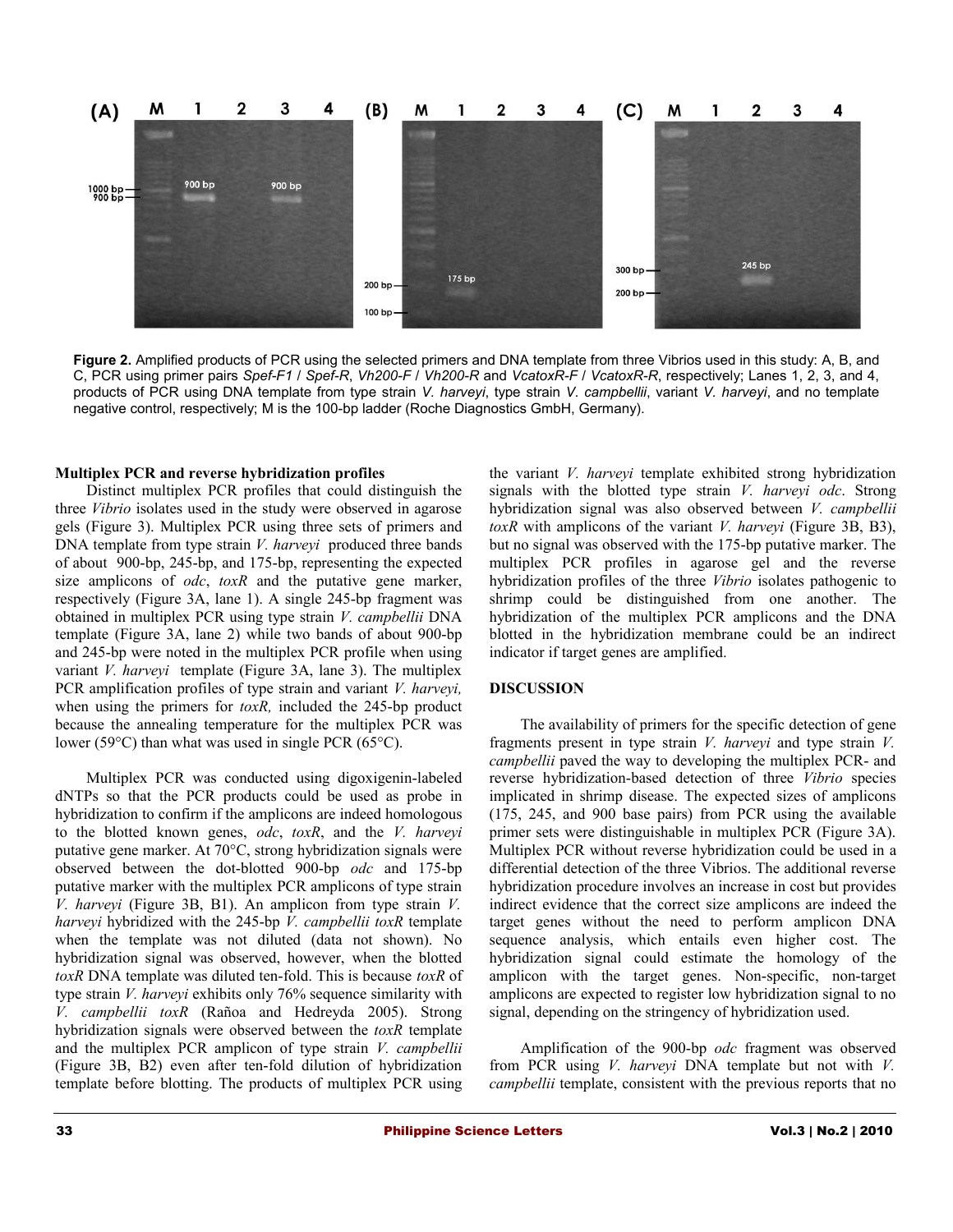**Figure 2.** Amplified products of PCR using the selected primers and DNA template from three Vibrios used in this study: A, B, and C, PCR using primer pairs *Spef-F1* / *Spef-R*, *Vh200-F* / *Vh200-R* and *VcatoxR-F* / *VcatoxR-R*, respectively; Lanes 1, 2, 3, and 4, products of PCR using DNA template from type strain *V. harveyi*, type strain *V. campbellii*, variant *V. harveyi*, and no template negative control, respectively; M is the 100-bp ladder (Roche Diagnostics GmbH, Germany).

**Multiplex PCR and reverse hybridization profiles**

Distinct multiplex PCR profiles that could distinguish the three *Vibrio* isolates used in the study were observed in agarose gels (Figure 3). Multiplex PCR using three sets of primers and DNA template from type strain *V. harveyi* produced three bands of about 900-bp, 245-bp, and 175-bp, representing the expected size amplicons of *odc*, *toxR* and the putative gene marker, respectively (Figure 3A, lane 1). A single 245-bp fragment was obtained in multiplex PCR using type strain *V. campbellii* DNA template (Figure 3A, lane 2) while two bands of about 900-bp and 245-bp were noted in the multiplex PCR profile when using variant *V. harveyi* template (Figure 3A, lane 3). The multiplex PCR amplification profiles of type strain and variant *V. harveyi,* when using the primers for *toxR,* included the 245-bp product because the annealing temperature for the multiplex PCR was lower (59°C) than what was used in single PCR (65°C).

Multiplex PCR was conducted using digoxigenin-labeled dNTPs so that the PCR products could be used as probe in hybridization to confirm if the amplicons are indeed homologous to the blotted known genes, *odc*, *toxR*, and the *V. harveyi* putative gene marker. At 70°C, strong hybridization signals were observed between the dot-blotted 900-bp *odc* and 175-bp putative marker with the multiplex PCR amplicons of type strain *V. harveyi* (Figure 3B, B1). An amplicon from type strain *V. harveyi* hybridized with the 245-bp *V. campbellii toxR* template when the template was not diluted (data not shown). No hybridization signal was observed, however, when the blotted *toxR* DNA template was diluted ten-fold. This is because *toxR* of type strain *V. harveyi* exhibits only 76% sequence similarity with *V. campbellii toxR* (Rañoa and Hedreyda 2005). Strong hybridization signals were observed between the *toxR* template and the multiplex PCR amplicon of type strain *V. campbellii* (Figure 3B, B2) even after ten-fold dilution of hybridization template before blotting. The products of multiplex PCR using the variant *V. harveyi* template exhibited strong hybridization signals with the blotted type strain *V. harveyi odc*. Strong hybridization signal was also observed between *V. campbellii toxR* with amplicons of the variant *V. harveyi* (Figure 3B, B3), but no signal was observed with the 175-bp putative marker. The multiplex PCR profiles in agarose gel and the reverse hybridization profiles of the three *Vibrio* isolates pathogenic to shrimp could be distinguished from one another. The hybridization of the multiplex PCR amplicons and the DNA blotted in the hybridization membrane could be an indirect indicator if target genes are amplified.

## DISCUSSION

The availability of primers for the specific detection of gene fragments present in type strain *V. harveyi* and type strain *V. campbellii* paved the way to developing the multiplex PCR- and reverse hybridization-based detection of three *Vibrio* species implicated in shrimp disease. The expected sizes of amplicons (175, 245, and 900 base pairs) from PCR using the available primer sets were distinguishable in multiplex PCR (Figure 3A). Multiplex PCR without reverse hybridization could be used in a differential detection of the three Vibrios. The additional reverse hybridization procedure involves an increase in cost but provides indirect evidence that the correct size amplicons are indeed the target genes without the need to perform amplicon DNA sequence analysis, which entails even higher cost. The hybridization signal could estimate the homology of the amplicon with the target genes. Non-specific, non-target amplicons are expected to register low hybridization signal to no signal, depending on the stringency of hybridization used.

Amplification of the 900-bp *odc* fragment was observed from PCR using *V. harveyi* DNA template but not with *V. campbellii* template, consistent with the previous reports that no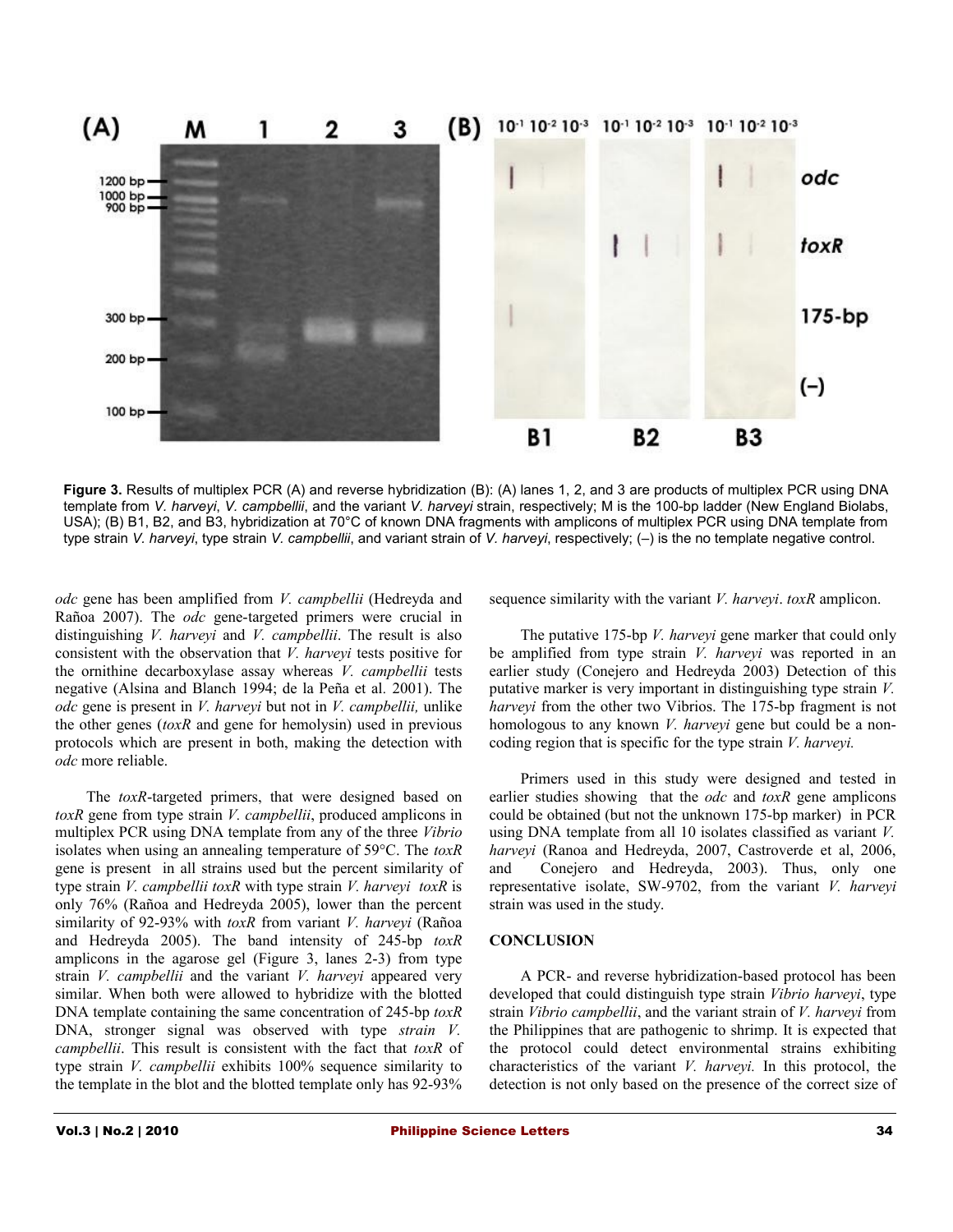**Figure 3.** Results of multiplex PCR (A) and reverse hybridization (B): (A) lanes 1, 2, and 3 are products of multiplex PCR using DNA template from *V. harveyi*, *V. campbellii*, and the variant *V. harveyi* strain, respectively; M is the 100-bp ladder (New England Biolabs, USA); (B) B1, B2, and B3, hybridization at 70°C of known DNA fragments with amplicons of multiplex PCR using DNA template from type strain *V. harveyi*, type strain *V. campbellii*, and variant strain of *V. harveyi*, respectively; (–) is the no template negative control.

*odc* gene has been amplified from *V. campbellii* (Hedreyda and Rañoa 2007). The *odc* gene-targeted primers were crucial in distinguishing *V. harveyi* and *V. campbellii*. The result is also consistent with the observation that *V. harveyi* tests positive for the ornithine decarboxylase assay whereas *V. campbellii* tests negative (Alsina and Blanch 1994; de la Peña et al. 2001). The *odc* gene is present in *V. harveyi* but not in *V. campbellii,* unlike the other genes (*toxR* and gene for hemolysin) used in previous protocols which are present in both, making the detection with *odc* more reliable.

The *toxR*-targeted primers, that were designed based on *toxR* gene from type strain *V. campbellii*, produced amplicons in multiplex PCR using DNA template from any of the three *Vibrio* isolates when using an annealing temperature of 59°C. The *toxR* gene is present in all strains used but the percent similarity of type strain *V. campbellii toxR* with type strain *V. harveyi toxR* is only 76% (Rañoa and Hedreyda 2005), lower than the percent similarity of 92-93% with *toxR* from variant *V. harveyi* (Rañoa and Hedreyda 2005). The band intensity of 245-bp *toxR* amplicons in the agarose gel (Figure 3, lanes 2-3) from type strain *V. campbellii* and the variant *V. harveyi* appeared very similar. When both were allowed to hybridize with the blotted DNA template containing the same concentration of 245-bp *toxR* DNA, stronger signal was observed with type *strain V. campbellii*. This result is consistent with the fact that *toxR* of type strain *V. campbellii* exhibits 100% sequence similarity to the template in the blot and the blotted template only has 92-93% sequence similarity with the variant *V. harveyi*. *toxR* amplicon.

The putative 175-bp *V. harveyi* gene marker that could only be amplified from type strain *V. harveyi* was reported in an earlier study (Conejero and Hedreyda 2003) Detection of this putative marker is very important in distinguishing type strain *V. harveyi* from the other two Vibrios. The 175-bp fragment is not homologous to any known *V. harveyi* gene but could be a non-coding region that is specific for the type strain *V. harveyi.*

Primers used in this study were designed and tested in earlier studies showing that the *odc* and *toxR* gene amplicons could be obtained (but not the unknown 175-bp marker) in PCR using DNA template from all 10 isolates classified as variant *V. harveyi* (Ranoa and Hedreyda, 2007, Castroverde et al, 2006, and Conejero and Hedreyda, 2003). Thus, only one representative isolate, SW-9702, from the variant *V. harveyi* strain was used in the study.

## CONCLUSION

A PCR- and reverse hybridization-based protocol has been developed that could distinguish type strain *Vibrio harveyi*, type strain *Vibrio campbellii*, and the variant strain of *V. harveyi* from the Philippines that are pathogenic to shrimp. It is expected that the protocol could detect environmental strains exhibiting characteristics of the variant *V. harveyi.* In this protocol, the detection is not only based on the presence of the correct size of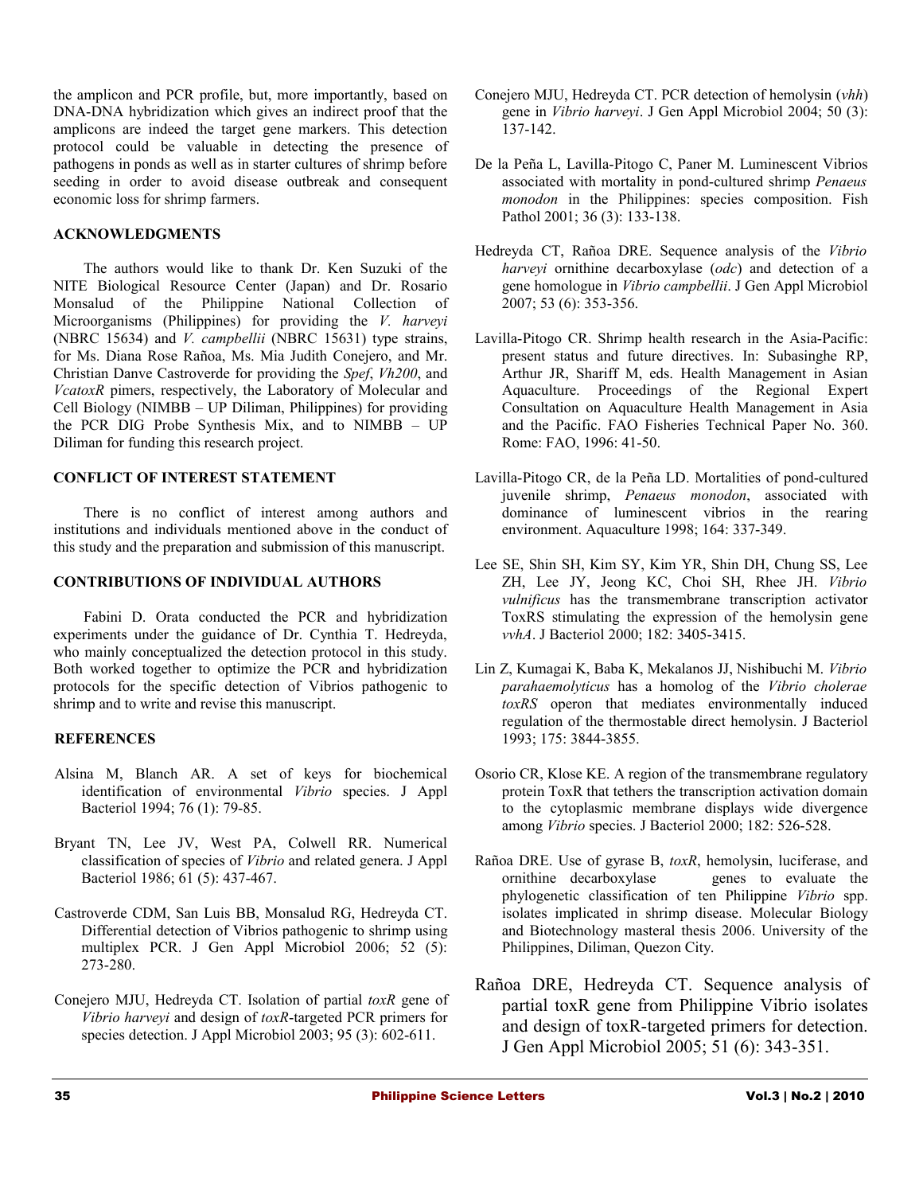the amplicon and PCR profile, but, more importantly, based on DNA-DNA hybridization which gives an indirect proof that the amplicons are indeed the target gene markers. This detection protocol could be valuable in detecting the presence of pathogens in ponds as well as in starter cultures of shrimp before seeding in order to avoid disease outbreak and consequent economic loss for shrimp farmers.

## ACKNOWLEDGMENTS

The authors would like to thank Dr. Ken Suzuki of the NITE Biological Resource Center (Japan) and Dr. Rosario Monsalud of the Philippine National Collection of Microorganisms (Philippines) for providing the *V. harveyi* (NBRC 15634) and *V. campbellii* (NBRC 15631) type strains, for Ms. Diana Rose Rañoa, Ms. Mia Judith Conejero, and Mr. Christian Danve Castroverde for providing the *Spef*, *Vh200*, and *VcatoxR* pimers, respectively, the Laboratory of Molecular and Cell Biology (NIMBB – UP Diliman, Philippines) for providing the PCR DIG Probe Synthesis Mix, and to NIMBB – UP Diliman for funding this research project.

## CONFLICT OF INTEREST STATEMENT

There is no conflict of interest among authors and institutions and individuals mentioned above in the conduct of this study and the preparation and submission of this manuscript.

## CONTRIBUTIONS OF INDIVIDUAL AUTHORS

Fabini D. Orata conducted the PCR and hybridization experiments under the guidance of Dr. Cynthia T. Hedreyda, who mainly conceptualized the detection protocol in this study. Both worked together to optimize the PCR and hybridization protocols for the specific detection of Vibrios pathogenic to shrimp and to write and revise this manuscript.

## REFERENCES

Alsina M, Blanch AR. A set of keys for biochemical identification of environmental *Vibrio* species. J Appl Bacteriol 1994; 76 (1): 79-85.

Bryant TN, Lee JV, West PA, Colwell RR. Numerical classification of species of *Vibrio* and related genera. J Appl Bacteriol 1986; 61 (5): 437-467.

Castroverde CDM, San Luis BB, Monsalud RG, Hedreyda CT. Differential detection of Vibrios pathogenic to shrimp using multiplex PCR. J Gen Appl Microbiol 2006; 52 (5): 273-280.

Conejero MJU, Hedreyda CT. Isolation of partial *toxR* gene of *Vibrio harveyi* and design of *toxR*-targeted PCR primers for species detection. J Appl Microbiol 2003; 95 (3): 602-611.

Conejero MJU, Hedreyda CT. PCR detection of hemolysin (*vhh*) gene in *Vibrio harveyi*. J Gen Appl Microbiol 2004; 50 (3): 137-142.

De la Peña L, Lavilla-Pitogo C, Paner M. Luminescent Vibrios associated with mortality in pond-cultured shrimp *Penaeus monodon* in the Philippines: species composition. Fish Pathol 2001; 36 (3): 133-138.

Hedreyda CT, Rañoa DRE. Sequence analysis of the *Vibrio harveyi* ornithine decarboxylase (*odc*) and detection of a gene homologue in *Vibrio campbellii*. J Gen Appl Microbiol 2007; 53 (6): 353-356.

Lavilla-Pitogo CR. Shrimp health research in the Asia-Pacific: present status and future directives. In: Subasinghe RP, Arthur JR, Shariff M, eds. Health Management in Asian Aquaculture. Proceedings of the Regional Expert Consultation on Aquaculture Health Management in Asia and the Pacific. FAO Fisheries Technical Paper No. 360. Rome: FAO, 1996: 41-50.

Lavilla-Pitogo CR, de la Peña LD. Mortalities of pond-cultured juvenile shrimp, *Penaeus monodon*, associated with dominance of luminescent vibrios in the rearing environment. Aquaculture 1998; 164: 337-349.

Lee SE, Shin SH, Kim SY, Kim YR, Shin DH, Chung SS, Lee ZH, Lee JY, Jeong KC, Choi SH, Rhee JH. *Vibrio vulnificus* has the transmembrane transcription activator ToxRS stimulating the expression of the hemolysin gene *vvhA*. J Bacteriol 2000; 182: 3405-3415.

Lin Z, Kumagai K, Baba K, Mekalanos JJ, Nishibuchi M. *Vibrio parahaemolyticus* has a homolog of the *Vibrio cholerae toxRS* operon that mediates environmentally induced regulation of the thermostable direct hemolysin. J Bacteriol 1993; 175: 3844-3855.

Osorio CR, Klose KE. A region of the transmembrane regulatory protein ToxR that tethers the transcription activation domain to the cytoplasmic membrane displays wide divergence among *Vibrio* species. J Bacteriol 2000; 182: 526-528.

Rañoa DRE. Use of gyrase B, *toxR*, hemolysin, luciferase, and ornithine decarboxylase genes to evaluate the phylogenetic classification of ten Philippine *Vibrio* spp. isolates implicated in shrimp disease. Molecular Biology and Biotechnology masteral thesis 2006. University of the Philippines, Diliman, Quezon City.

Rañoa DRE, Hedreyda CT. Sequence analysis of partial toxR gene from Philippine Vibrio isolates and design of toxR-targeted primers for detection. J Gen Appl Microbiol 2005; 51 (6): 343-351.